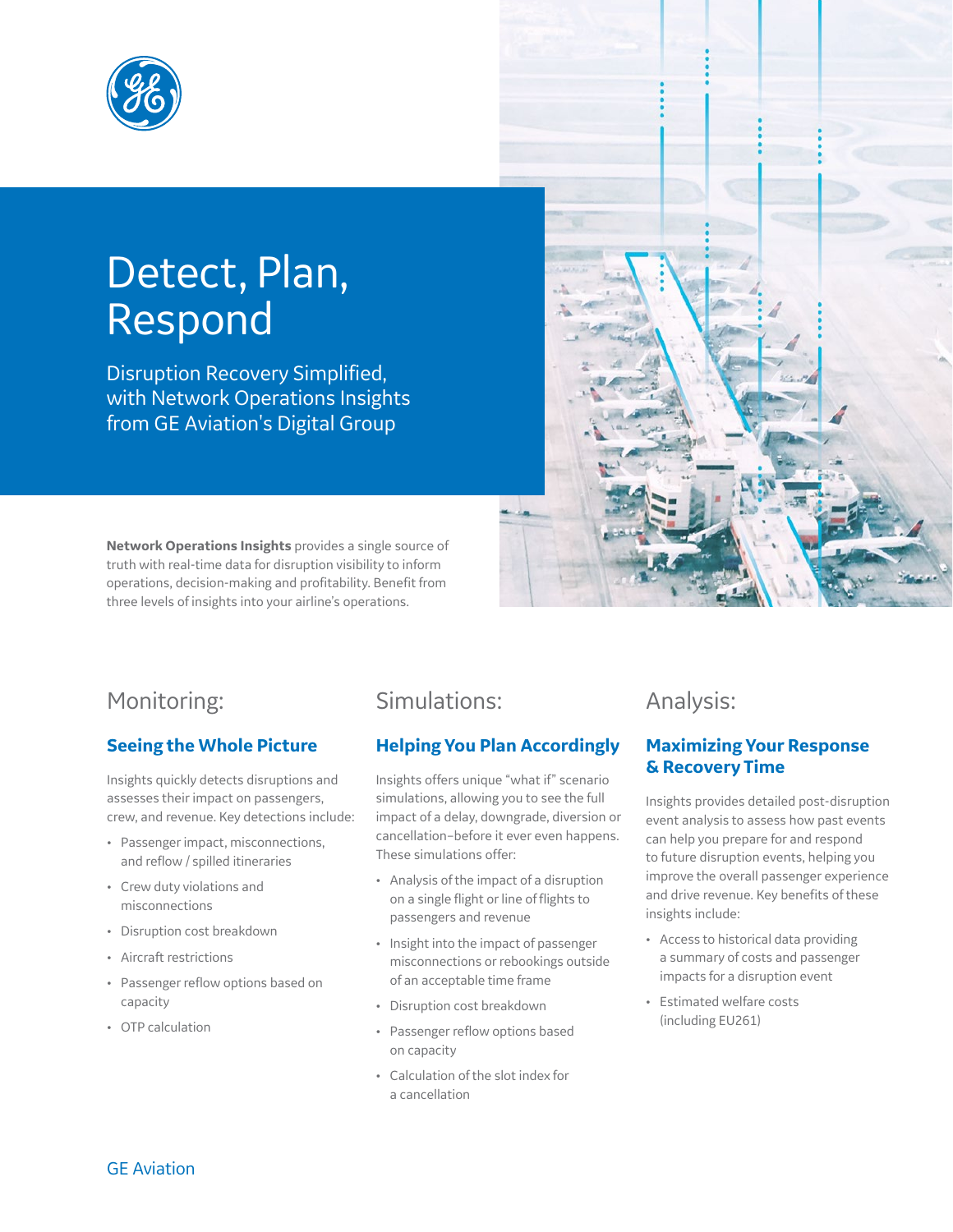# Detect, Plan, Respond

Disruption Recovery Simplified, with Network Operations Insights from GE Aviation's Digital Group

**Network Operations Insights** provides a single source of truth with real-time data for disruption visibility to inform operations, decision-making and profitability. Benefit from three levels of insights into your airline's operations.

## Monitoring:

### Seeing the Whole Picture

Insights quickly detects disruptions and assesses their impact on passengers, crew, and revenue. Key detections include:

- Passenger impact, misconnections, and reflow / spilled itineraries
- Crew duty violations and misconnections
- Disruption cost breakdown
- Aircraft restrictions
- Passenger reflow options based on capacity
- OTP calculation

## Simulations:

### Helping You Plan Accordingly

Insights offers unique "what if" scenario simulations, allowing you to see the full impact of a delay, downgrade, diversion or cancellation–before it ever even happens. These simulations offer:

- Analysis of the impact of a disruption on a single flight or line of flights to passengers and revenue
- Insight into the impact of passenger misconnections or rebookings outside of an acceptable time frame
- Disruption cost breakdown
- Passenger reflow options based on capacity
- Calculation of the slot index for a cancellation

## Analysis:

### Maximizing Your Response & Recovery Time

Insights provides detailed post-disruption event analysis to assess how past events can help you prepare for and respond to future disruption events, helping you improve the overall passenger experience and drive revenue. Key benefits of these insights include:

- Access to historical data providing a summary of costs and passenger impacts for a disruption event
- Estimated welfare costs (including EU261)

GE Aviation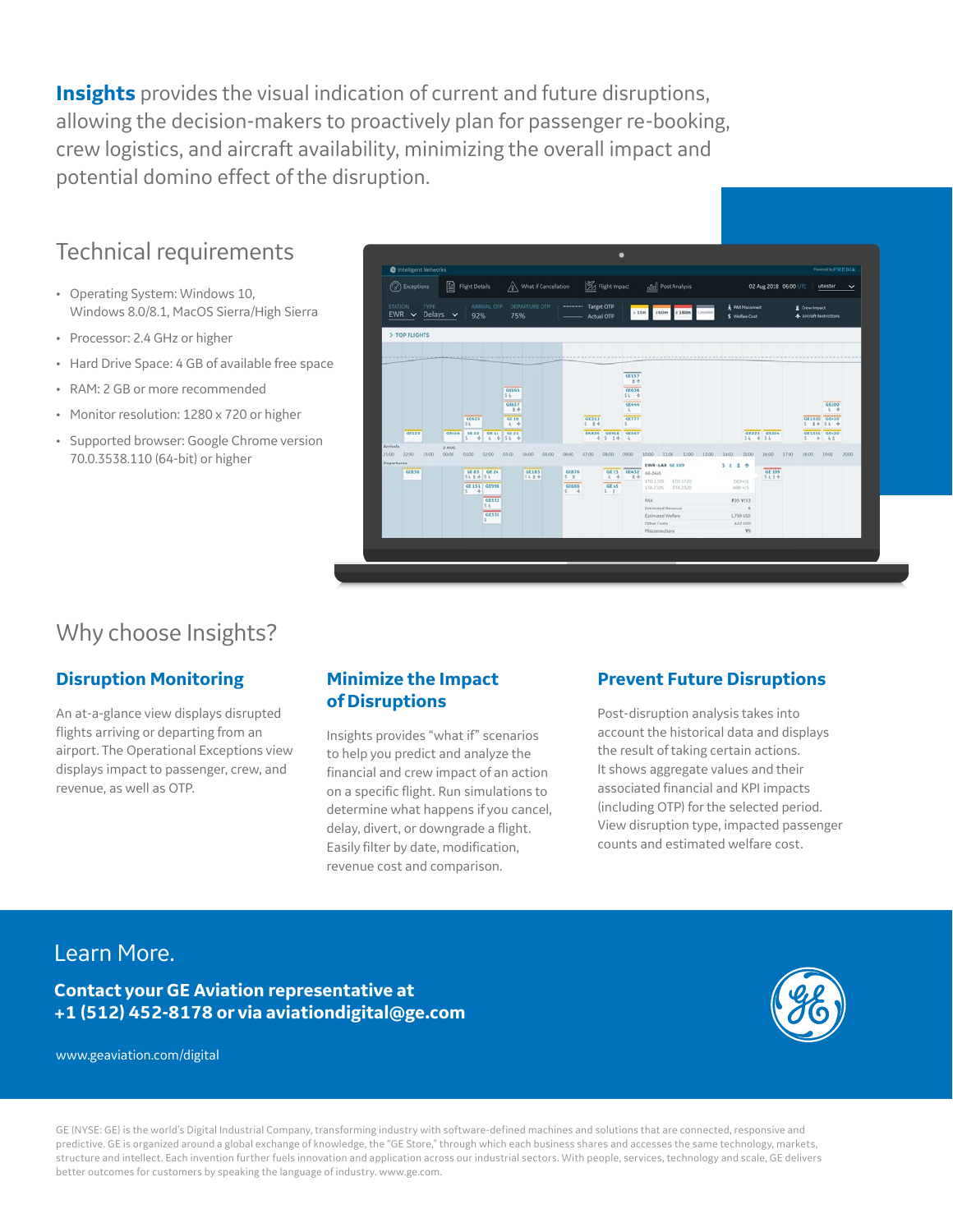**Insights** provides the visual indication of current and future disruptions, allowing the decision-makers to proactively plan for passenger re-booking, crew logistics, and aircraft availability, minimizing the overall impact and potential domino effect of the disruption.

## Technical requirements

- Operating System: Windows 10, Windows 8.0/8.1, MacOS Sierra/High Sierra
- Processor: 2.4 GHz or higher
- Hard Drive Space: 4 GB of available free space
- RAM: 2 GB or more recommended
- Monitor resolution: 1280 x 720 or higher
- Supported browser: Google Chrome version 70.0.3538.110 (64-bit) or higher

## Why choose Insights?

### Disruption Monitoring

An at-a-glance view displays disrupted flights arriving or departing from an airport. The Operational Exceptions view displays impact to passenger, crew, and revenue, as well as OTP.

### Minimize the Impact of Disruptions

Insights provides "what if" scenarios to help you predict and analyze the financial and crew impact of an action on a specific flight. Run simulations to determine what happens if you cancel, delay, divert, or downgrade a flight. Easily filter by date, modification, revenue cost and comparison.

### Prevent Future Disruptions

Post-disruption analysis takes into account the historical data and displays the result of taking certain actions. It shows aggregate values and their associated financial and KPI impacts (including OTP) for the selected period. View disruption type, impacted passenger counts and estimated welfare cost.

## Learn More.

**Contact your GE Aviation representative at +1 (512) 452-8178 or via aviationdigital@ge.com**

www.geaviation.com/digital

GE (NYSE: GE) is the world's Digital Industrial Company, transforming industry with software-defined machines and solutions that are connected, responsive and predictive. GE is organized around a global exchange of knowledge, the "GE Store," through which each business shares and accesses the same technology, markets, structure and intellect. Each invention further fuels innovation and application across our industrial sectors. With people, services, technology and scale, GE delivers better outcomes for customers by speaking the language of industry. www.ge.com.